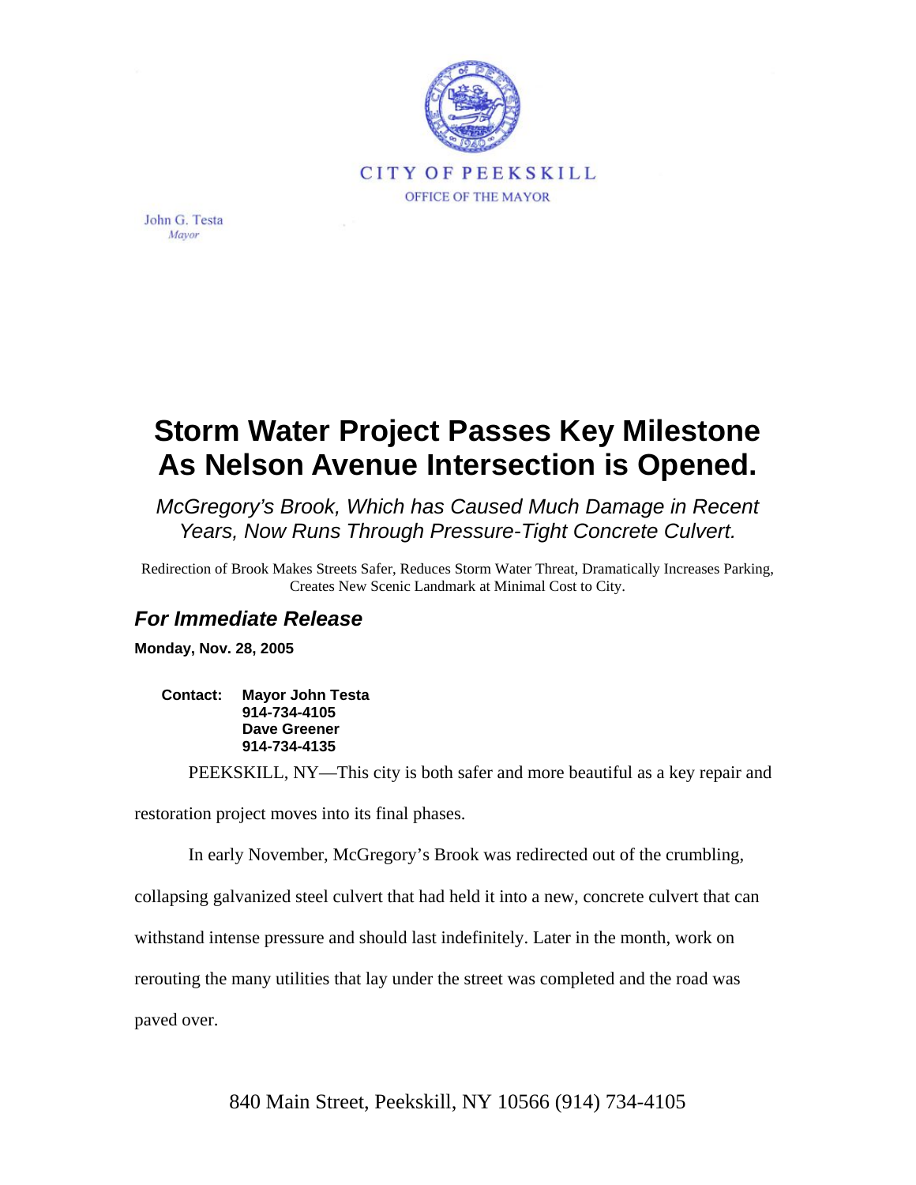CITY OF PEEKSKILL

OFFICE OF THE MAYOR

John G. Testa
*Mayor*

# Storm Water Project Passes Key Milestone As Nelson Avenue Intersection is Opened.

*McGregory's Brook, Which has Caused Much Damage in Recent Years, Now Runs Through Pressure-Tight Concrete Culvert.*

Redirection of Brook Makes Streets Safer, Reduces Storm Water Threat, Dramatically Increases Parking, Creates New Scenic Landmark at Minimal Cost to City.

## *For Immediate Release*

**Monday, Nov. 28, 2005**

**Contact: Mayor John Testa**
**914-734-4105**
**Dave Greener**
**914-734-4135**

PEEKSKILL, NY—This city is both safer and more beautiful as a key repair and restoration project moves into its final phases.

In early November, McGregory's Brook was redirected out of the crumbling, collapsing galvanized steel culvert that had held it into a new, concrete culvert that can withstand intense pressure and should last indefinitely. Later in the month, work on rerouting the many utilities that lay under the street was completed and the road was paved over.

840 Main Street, Peekskill, NY 10566 (914) 734-4105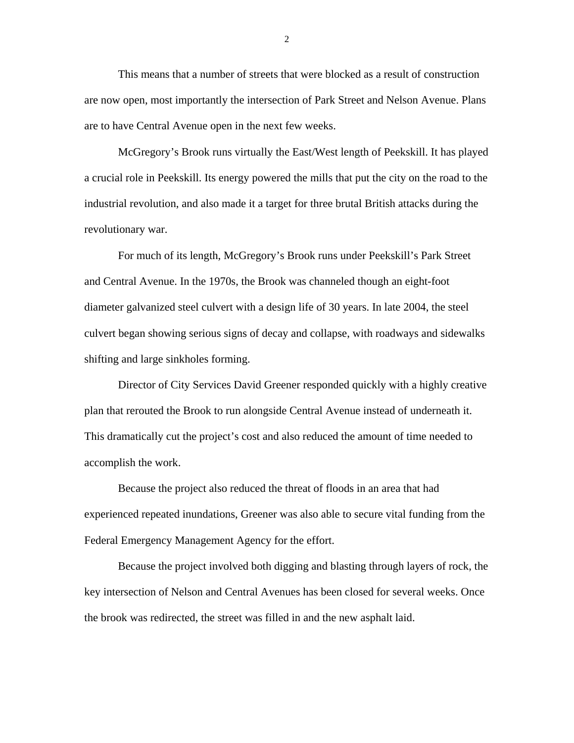This means that a number of streets that were blocked as a result of construction are now open, most importantly the intersection of Park Street and Nelson Avenue. Plans are to have Central Avenue open in the next few weeks.

McGregory's Brook runs virtually the East/West length of Peekskill. It has played a crucial role in Peekskill. Its energy powered the mills that put the city on the road to the industrial revolution, and also made it a target for three brutal British attacks during the revolutionary war.

For much of its length, McGregory's Brook runs under Peekskill's Park Street and Central Avenue. In the 1970s, the Brook was channeled though an eight-foot diameter galvanized steel culvert with a design life of 30 years. In late 2004, the steel culvert began showing serious signs of decay and collapse, with roadways and sidewalks shifting and large sinkholes forming.

Director of City Services David Greener responded quickly with a highly creative plan that rerouted the Brook to run alongside Central Avenue instead of underneath it. This dramatically cut the project's cost and also reduced the amount of time needed to accomplish the work.

Because the project also reduced the threat of floods in an area that had experienced repeated inundations, Greener was also able to secure vital funding from the Federal Emergency Management Agency for the effort.

Because the project involved both digging and blasting through layers of rock, the key intersection of Nelson and Central Avenues has been closed for several weeks. Once the brook was redirected, the street was filled in and the new asphalt laid.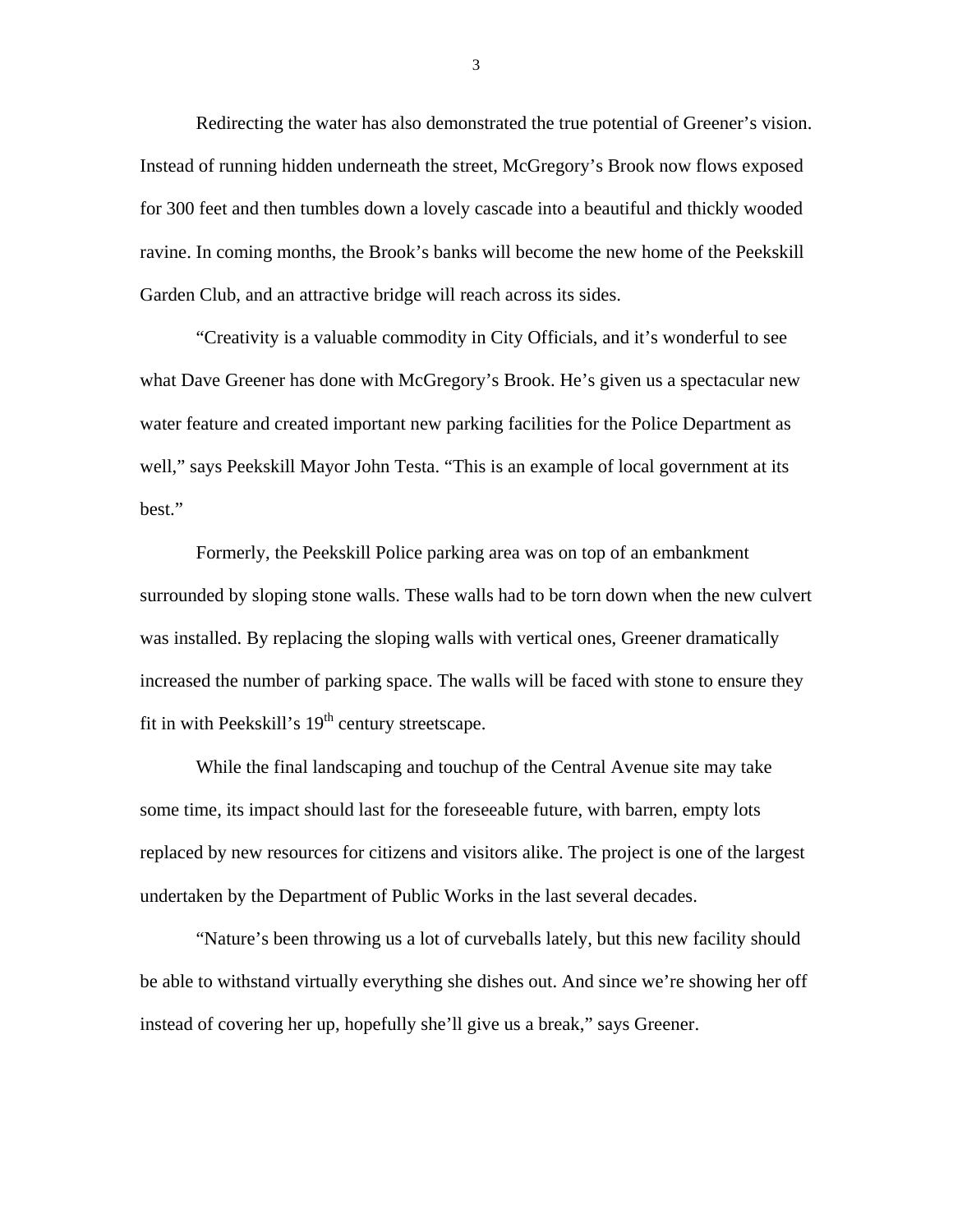Redirecting the water has also demonstrated the true potential of Greener's vision. Instead of running hidden underneath the street, McGregory's Brook now flows exposed for 300 feet and then tumbles down a lovely cascade into a beautiful and thickly wooded ravine. In coming months, the Brook's banks will become the new home of the Peekskill Garden Club, and an attractive bridge will reach across its sides.

"Creativity is a valuable commodity in City Officials, and it's wonderful to see what Dave Greener has done with McGregory's Brook. He's given us a spectacular new water feature and created important new parking facilities for the Police Department as well," says Peekskill Mayor John Testa. "This is an example of local government at its best."

Formerly, the Peekskill Police parking area was on top of an embankment surrounded by sloping stone walls. These walls had to be torn down when the new culvert was installed. By replacing the sloping walls with vertical ones, Greener dramatically increased the number of parking space. The walls will be faced with stone to ensure they fit in with Peekskill's 19th century streetscape.

While the final landscaping and touchup of the Central Avenue site may take some time, its impact should last for the foreseeable future, with barren, empty lots replaced by new resources for citizens and visitors alike. The project is one of the largest undertaken by the Department of Public Works in the last several decades.

"Nature's been throwing us a lot of curveballs lately, but this new facility should be able to withstand virtually everything she dishes out. And since we're showing her off instead of covering her up, hopefully she'll give us a break," says Greener.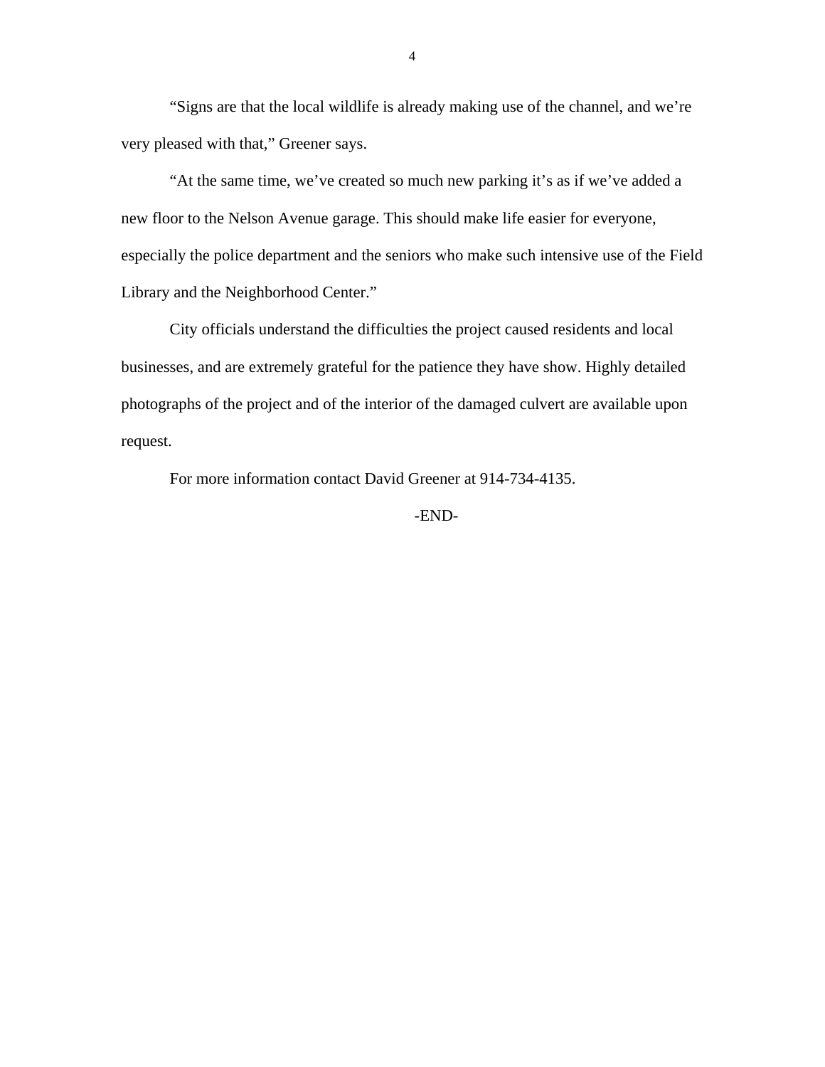"Signs are that the local wildlife is already making use of the channel, and we're very pleased with that," Greener says.

"At the same time, we've created so much new parking it's as if we've added a new floor to the Nelson Avenue garage. This should make life easier for everyone, especially the police department and the seniors who make such intensive use of the Field Library and the Neighborhood Center."

City officials understand the difficulties the project caused residents and local businesses, and are extremely grateful for the patience they have show. Highly detailed photographs of the project and of the interior of the damaged culvert are available upon request.

For more information contact David Greener at 914-734-4135.

-END-